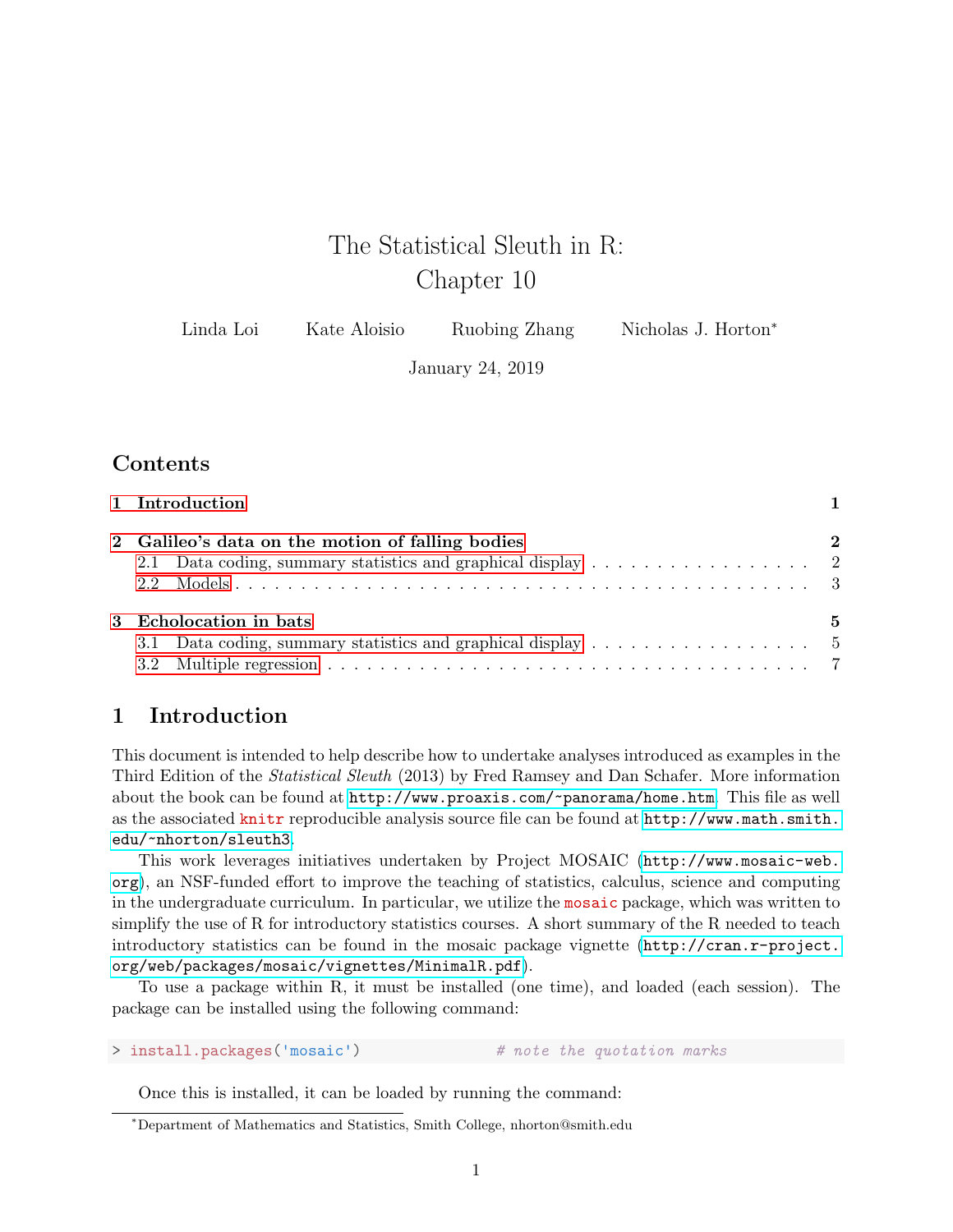# The Statistical Sleuth in R: Chapter 10

Linda Loi Kate Aloisio Ruobing Zhang Nicholas J. Horton*

January 24, 2019

## Contents

1 Introduction 1

2 Galileo's data on the motion of falling bodies 2
- 2.1 Data coding, summary statistics and graphical display 2
- 2.2 Models 3

3 Echolocation in bats 5
- 3.1 Data coding, summary statistics and graphical display 5
- 3.2 Multiple regression 7

## 1 Introduction

This document is intended to help describe how to undertake analyses introduced as examples in the Third Edition of the *Statistical Sleuth* (2013) by Fred Ramsey and Dan Schafer. More information about the book can be found at http://www.proaxis.com/~panorama/home.htm. This file as well as the associated knitr reproducible analysis source file can be found at http://www.math.smith.edu/~nhorton/sleuth3.

This work leverages initiatives undertaken by Project MOSAIC (http://www.mosaic-web.org), an NSF-funded effort to improve the teaching of statistics, calculus, science and computing in the undergraduate curriculum. In particular, we utilize the mosaic package, which was written to simplify the use of R for introductory statistics courses. A short summary of the R needed to teach introductory statistics can be found in the mosaic package vignette (http://cran.r-project.org/web/packages/mosaic/vignettes/MinimalR.pdf).

To use a package within R, it must be installed (one time), and loaded (each session). The package can be installed using the following command:

```
> install.packages('mosaic')               # note the quotation marks
```

Once this is installed, it can be loaded by running the command:

*Department of Mathematics and Statistics, Smith College, nhorton@smith.edu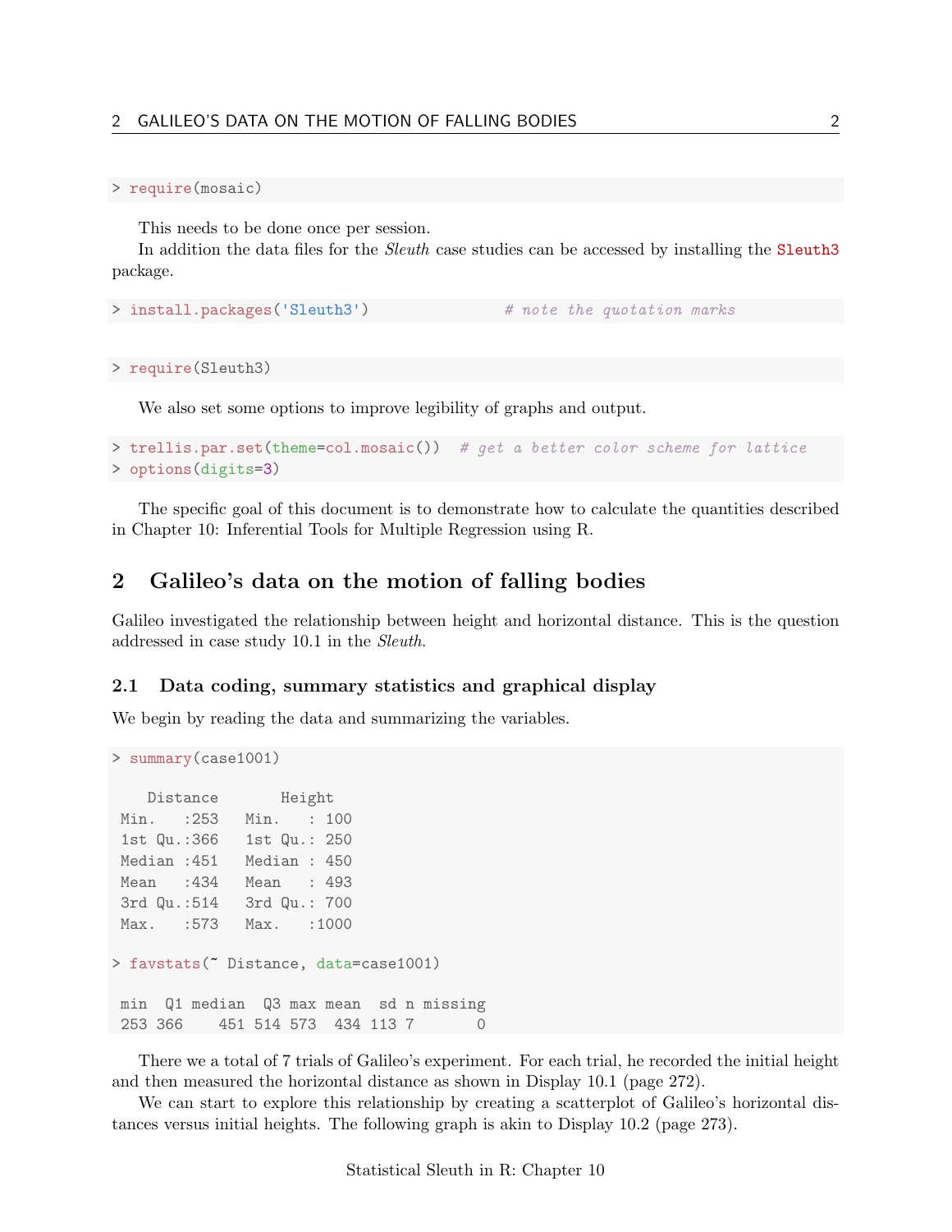```
> require(mosaic)
```

This needs to be done once per session.

In addition the data files for the *Sleuth* case studies can be accessed by installing the Sleuth3 package.

```
> install.packages('Sleuth3')          # note the quotation marks
```

```
> require(Sleuth3)
```

We also set some options to improve legibility of graphs and output.

```
> trellis.par.set(theme=col.mosaic())  # get a better color scheme for lattice
> options(digits=3)
```

The specific goal of this document is to demonstrate how to calculate the quantities described in Chapter 10: Inferential Tools for Multiple Regression using R.

## 2 Galileo's data on the motion of falling bodies

Galileo investigated the relationship between height and horizontal distance. This is the question addressed in case study 10.1 in the *Sleuth*.

### 2.1 Data coding, summary statistics and graphical display

We begin by reading the data and summarizing the variables.

```
> summary(case1001)

    Distance       Height    
 Min.   :253   Min.   : 100  
 1st Qu.:366   1st Qu.: 250  
 Median :451   Median : 450  
 Mean   :434   Mean   : 493  
 3rd Qu.:514   3rd Qu.: 700  
 Max.   :573   Max.   :1000  

> favstats(~ Distance, data=case1001)

 min  Q1 median  Q3 max mean  sd n missing
 253 366    451 514 573  434 113 7       0
```

There we a total of 7 trials of Galileo's experiment. For each trial, he recorded the initial height and then measured the horizontal distance as shown in Display 10.1 (page 272).

We can start to explore this relationship by creating a scatterplot of Galileo's horizontal distances versus initial heights. The following graph is akin to Display 10.2 (page 273).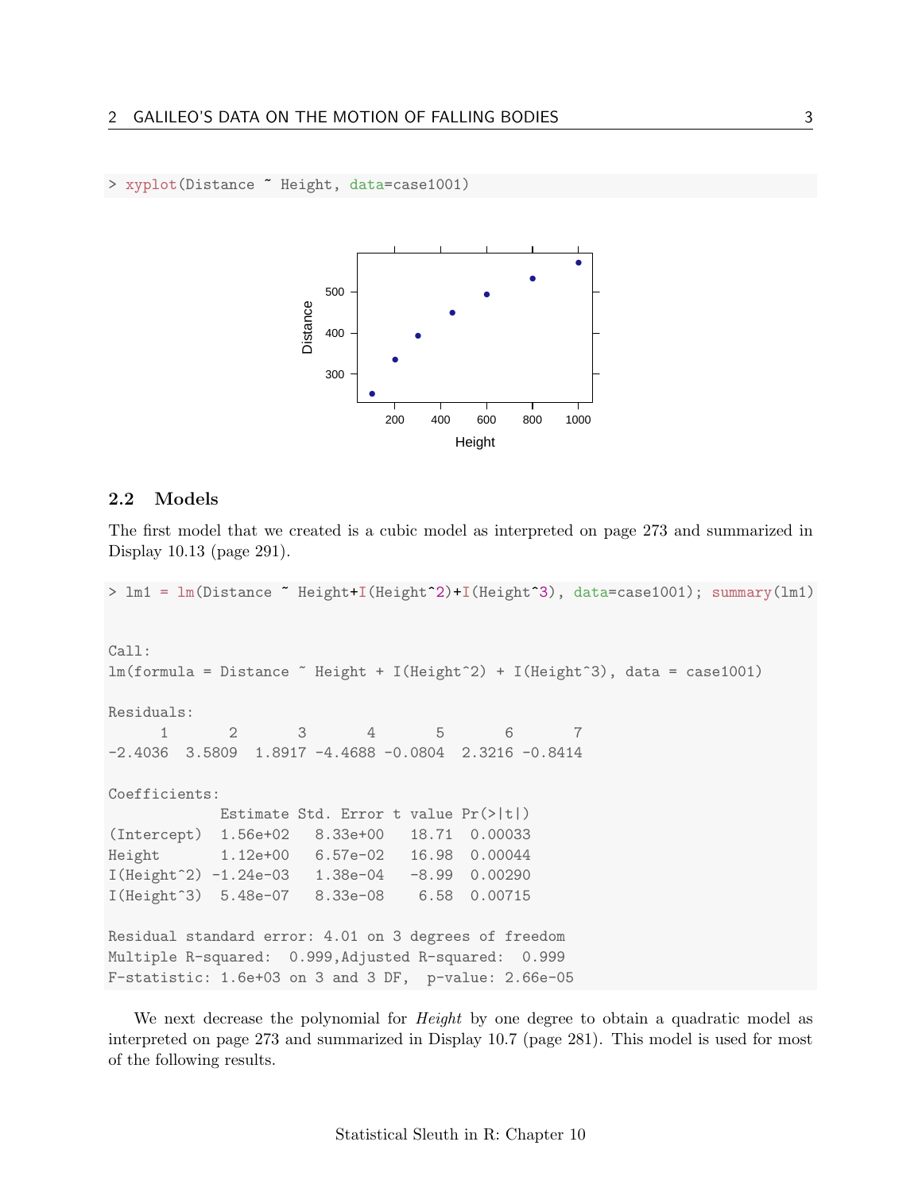```
> xyplot(Distance ~ Height, data=case1001)
```

Distance

500

400

300

200 400 600 800 1000

Height

### 2.2 Models

The first model that we created is a cubic model as interpreted on page 273 and summarized in Display 10.13 (page 291).

```
> lm1 = lm(Distance ~ Height+I(Height^2)+I(Height^3), data=case1001); summary(lm1)


Call:
lm(formula = Distance ~ Height + I(Height^2) + I(Height^3), data = case1001)

Residuals:
      1       2       3       4       5       6       7 
-2.4036  3.5809  1.8917 -4.4688 -0.0804  2.3216 -0.8414 

Coefficients:
             Estimate Std. Error t value Pr(>|t|)
(Intercept)  1.56e+02   8.33e+00   18.71  0.00033
Height       1.12e+00   6.57e-02   16.98  0.00044
I(Height^2) -1.24e-03   1.38e-04   -8.99  0.00290
I(Height^3)  5.48e-07   8.33e-08    6.58  0.00715

Residual standard error: 4.01 on 3 degrees of freedom
Multiple R-squared:  0.999,Adjusted R-squared:  0.999 
F-statistic: 1.6e+03 on 3 and 3 DF,  p-value: 2.66e-05
```

We next decrease the polynomial for *Height* by one degree to obtain a quadratic model as interpreted on page 273 and summarized in Display 10.7 (page 281). This model is used for most of the following results.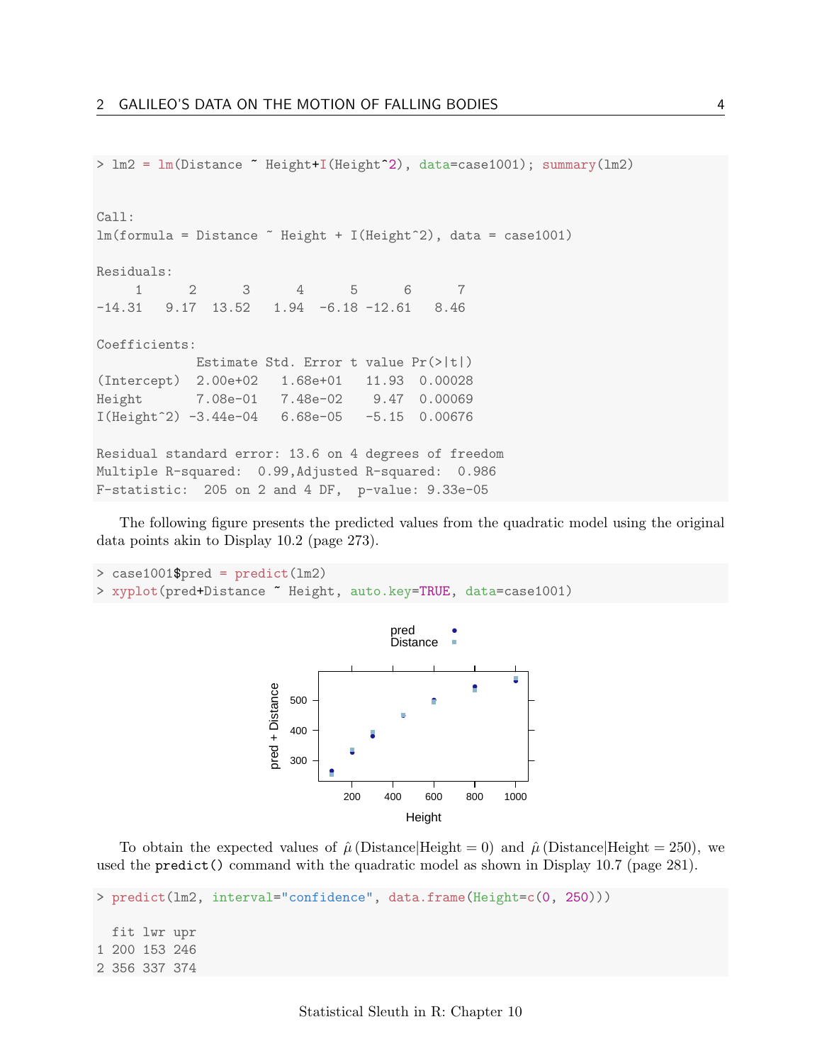```
> lm2 = lm(Distance ~ Height+I(Height^2), data=case1001); summary(lm2)


Call:
lm(formula = Distance ~ Height + I(Height^2), data = case1001)

Residuals:
     1      2      3      4      5      6      7 
-14.31   9.17  13.52   1.94  -6.18 -12.61   8.46 

Coefficients:
             Estimate Std. Error t value Pr(>|t|)
(Intercept)  2.00e+02   1.68e+01   11.93  0.00028
Height       7.08e-01   7.48e-02    9.47  0.00069
I(Height^2) -3.44e-04   6.68e-05   -5.15  0.00676

Residual standard error: 13.6 on 4 degrees of freedom
Multiple R-squared:  0.99,Adjusted R-squared:  0.986 
F-statistic:  205 on 2 and 4 DF,  p-value: 9.33e-05
```

The following figure presents the predicted values from the quadratic model using the original data points akin to Display 10.2 (page 273).

```
> case1001$pred = predict(lm2)
> xyplot(pred+Distance ~ Height, auto.key=TRUE, data=case1001)
```

pred
Distance
pred + Distance
300
400
500
200
400
600
800
1000
Height

To obtain the expected values of $\hat{\mu}\,(\text{Distance}|\text{Height} = 0)$ and $\hat{\mu}\,(\text{Distance}|\text{Height} = 250)$, we used the `predict()` command with the quadratic model as shown in Display 10.7 (page 281).

```
> predict(lm2, interval="confidence", data.frame(Height=c(0, 250)))

  fit lwr upr
1 200 153 246
2 356 337 374
```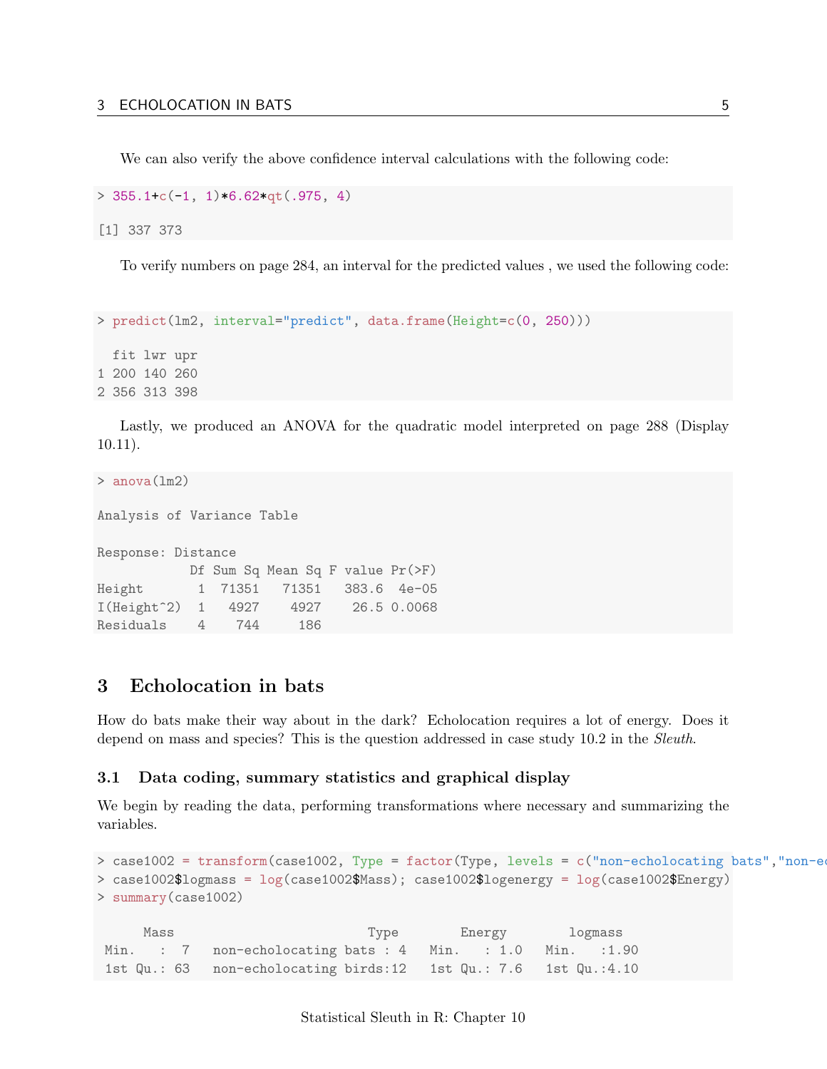We can also verify the above confidence interval calculations with the following code:

```
> 355.1+c(-1, 1)*6.62*qt(.975, 4)

[1] 337 373
```

To verify numbers on page 284, an interval for the predicted values , we used the following code:

```
> predict(lm2, interval="predict", data.frame(Height=c(0, 250)))

  fit lwr upr
1 200 140 260
2 356 313 398
```

Lastly, we produced an ANOVA for the quadratic model interpreted on page 288 (Display 10.11).

```
> anova(lm2)

Analysis of Variance Table

Response: Distance
            Df Sum Sq Mean Sq F value Pr(>F)
Height       1  71351   71351   383.6  4e-05
I(Height^2)  1   4927    4927    26.5 0.0068
Residuals    4    744     186
```

## 3 Echolocation in bats

How do bats make their way about in the dark? Echolocation requires a lot of energy. Does it depend on mass and species? This is the question addressed in case study 10.2 in the *Sleuth*.

### 3.1 Data coding, summary statistics and graphical display

We begin by reading the data, performing transformations where necessary and summarizing the variables.

```
> case1002 = transform(case1002, Type = factor(Type, levels = c("non-echolocating bats","non-e
> case1002$logmass = log(case1002$Mass); case1002$logenergy = log(case1002$Energy)
> summary(case1002)

      Mass                         Type         Energy        logmass
 Min.   :  7   non-echolocating bats : 4   Min.   : 1.0   Min.   :1.90
 1st Qu.: 63   non-echolocating birds:12   1st Qu.: 7.6   1st Qu.:4.10
```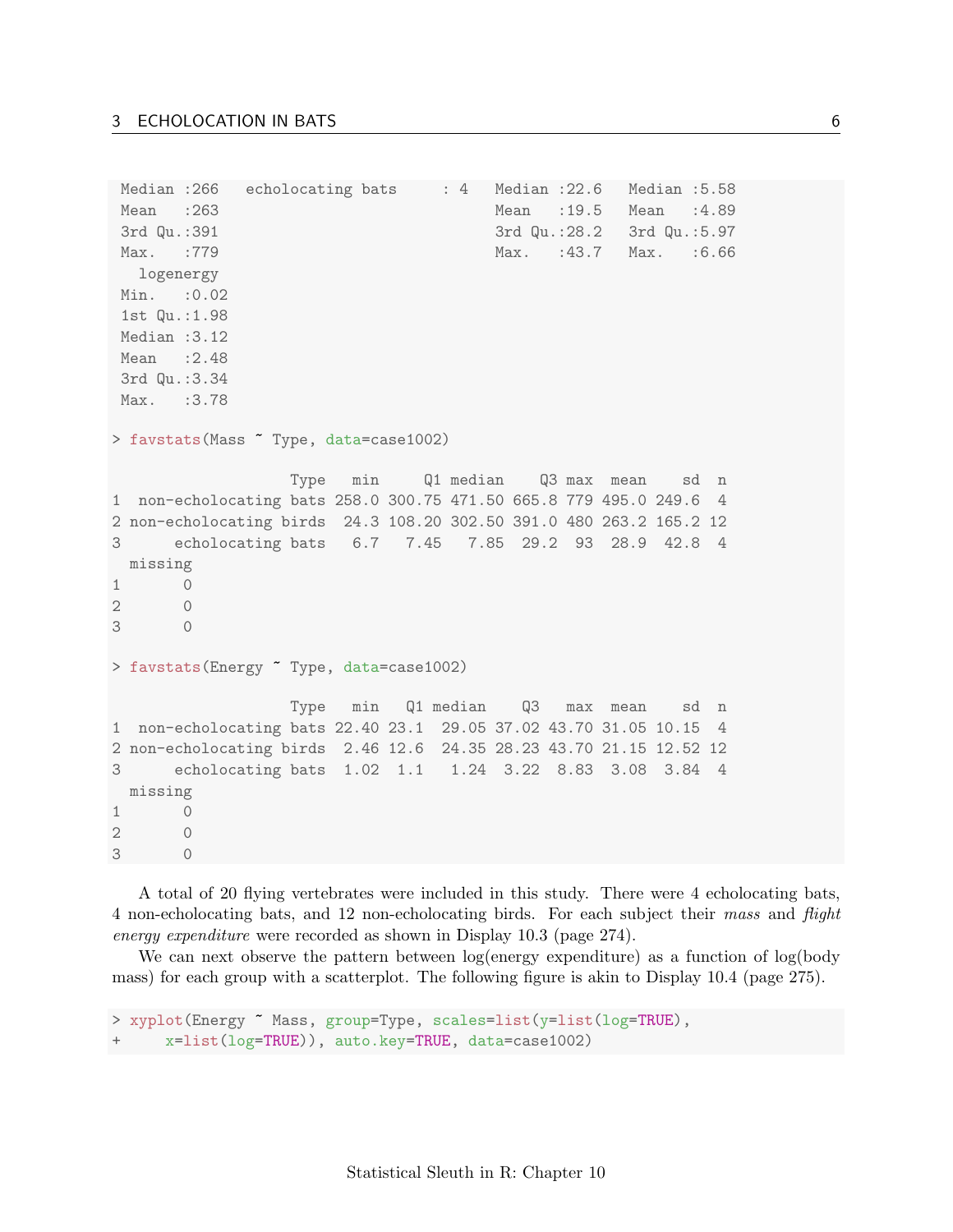```
 Median :266   echolocating bats     : 4   Median :22.6   Median :5.58
 Mean   :263                               Mean   :19.5   Mean   :4.89
 3rd Qu.:391                               3rd Qu.:28.2   3rd Qu.:5.97
 Max.   :779                               Max.   :43.7   Max.   :6.66
   logenergy
 Min.   :0.02
 1st Qu.:1.98
 Median :3.12
 Mean   :2.48
 3rd Qu.:3.34
 Max.   :3.78

> favstats(Mass ~ Type, data=case1002)

                   Type   min     Q1 median    Q3 max  mean    sd  n
1  non-echolocating bats 258.0 300.75 471.50 665.8 779 495.0 249.6  4
2 non-echolocating birds  24.3 108.20 302.50 391.0 480 263.2 165.2 12
3      echolocating bats   6.7   7.45   7.85  29.2  93  28.9  42.8  4
  missing
1       0
2       0
3       0

> favstats(Energy ~ Type, data=case1002)

                   Type   min   Q1 median    Q3   max  mean    sd  n
1  non-echolocating bats 22.40 23.1  29.05 37.02 43.70 31.05 10.15  4
2 non-echolocating birds  2.46 12.6  24.35 28.23 43.70 21.15 12.52 12
3      echolocating bats  1.02  1.1   1.24  3.22  8.83  3.08  3.84  4
  missing
1       0
2       0
3       0
```

A total of 20 flying vertebrates were included in this study. There were 4 echolocating bats, 4 non-echolocating bats, and 12 non-echolocating birds. For each subject their *mass* and *flight energy expenditure* were recorded as shown in Display 10.3 (page 274).

We can next observe the pattern between log(energy expenditure) as a function of log(body mass) for each group with a scatterplot. The following figure is akin to Display 10.4 (page 275).

```
> xyplot(Energy ~ Mass, group=Type, scales=list(y=list(log=TRUE),
+     x=list(log=TRUE)), auto.key=TRUE, data=case1002)
```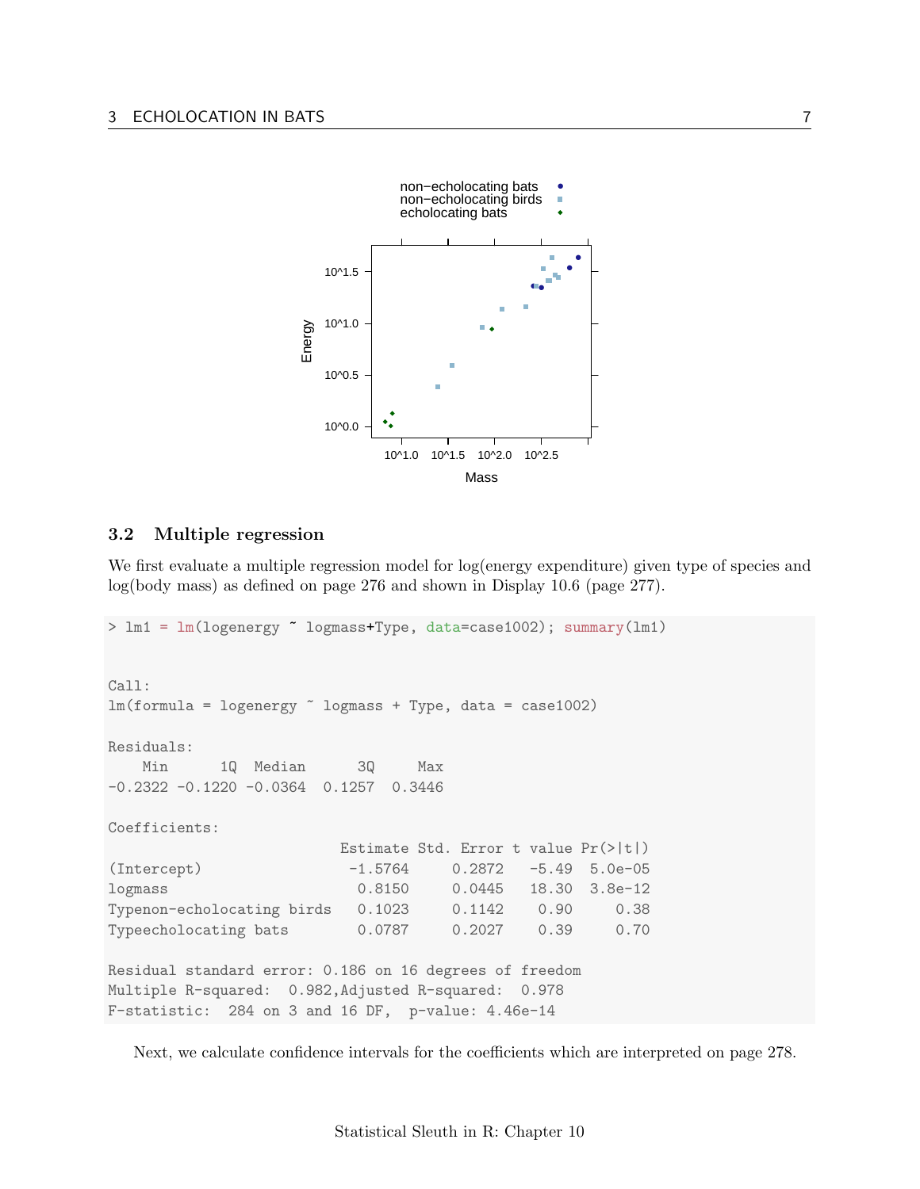non−echolocating bats
non−echolocating birds
echolocating bats

10^1.5
10^1.0
10^0.5
10^0.0

Energy

10^1.0 10^1.5 10^2.0 10^2.5

Mass

### 3.2 Multiple regression

We first evaluate a multiple regression model for log(energy expenditure) given type of species and log(body mass) as defined on page 276 and shown in Display 10.6 (page 277).

```
> lm1 = lm(logenergy ~ logmass+Type, data=case1002); summary(lm1)


Call:
lm(formula = logenergy ~ logmass + Type, data = case1002)

Residuals:
    Min      1Q  Median      3Q     Max 
-0.2322 -0.1220 -0.0364  0.1257  0.3446 

Coefficients:
                          Estimate Std. Error t value Pr(>|t|)
(Intercept)                -1.5764     0.2872   -5.49  5.0e-05
logmass                     0.8150     0.0445   18.30  3.8e-12
Typenon-echolocating birds  0.1023     0.1142    0.90     0.38
Typeecholocating bats       0.0787     0.2027    0.39     0.70

Residual standard error: 0.186 on 16 degrees of freedom
Multiple R-squared:  0.982,Adjusted R-squared:  0.978 
F-statistic:  284 on 3 and 16 DF,  p-value: 4.46e-14
```

Next, we calculate confidence intervals for the coefficients which are interpreted on page 278.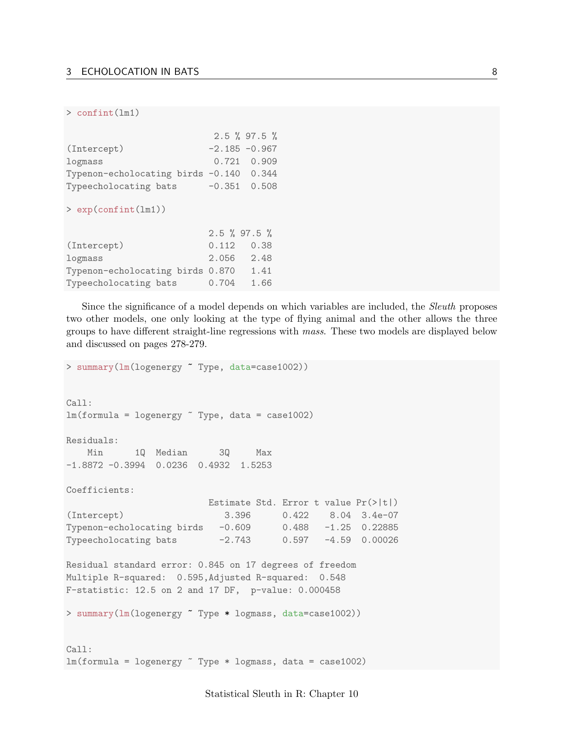```
> confint(lm1)

                            2.5 % 97.5 %
(Intercept)                -2.185 -0.967
logmass                     0.721  0.909
Typenon-echolocating birds -0.140  0.344
Typeecholocating bats      -0.351  0.508

> exp(confint(lm1))

                           2.5 % 97.5 %
(Intercept)                0.112   0.38
logmass                    2.056   2.48
Typenon-echolocating birds 0.870   1.41
Typeecholocating bats      0.704   1.66
```

Since the significance of a model depends on which variables are included, the *Sleuth* proposes two other models, one only looking at the type of flying animal and the other allows the three groups to have different straight-line regressions with *mass*. These two models are displayed below and discussed on pages 278-279.

```
> summary(lm(logenergy ~ Type, data=case1002))


Call:
lm(formula = logenergy ~ Type, data = case1002)

Residuals:
    Min      1Q  Median      3Q     Max
-1.8872 -0.3994  0.0236  0.4932  1.5253

Coefficients:
                           Estimate Std. Error t value Pr(>|t|)
(Intercept)                   3.396      0.422    8.04  3.4e-07
Typenon-echolocating birds   -0.609      0.488   -1.25  0.22885
Typeecholocating bats        -2.743      0.597   -4.59  0.00026

Residual standard error: 0.845 on 17 degrees of freedom
Multiple R-squared:  0.595,Adjusted R-squared:  0.548
F-statistic: 12.5 on 2 and 17 DF,  p-value: 0.000458

> summary(lm(logenergy ~ Type * logmass, data=case1002))


Call:
lm(formula = logenergy ~ Type * logmass, data = case1002)
```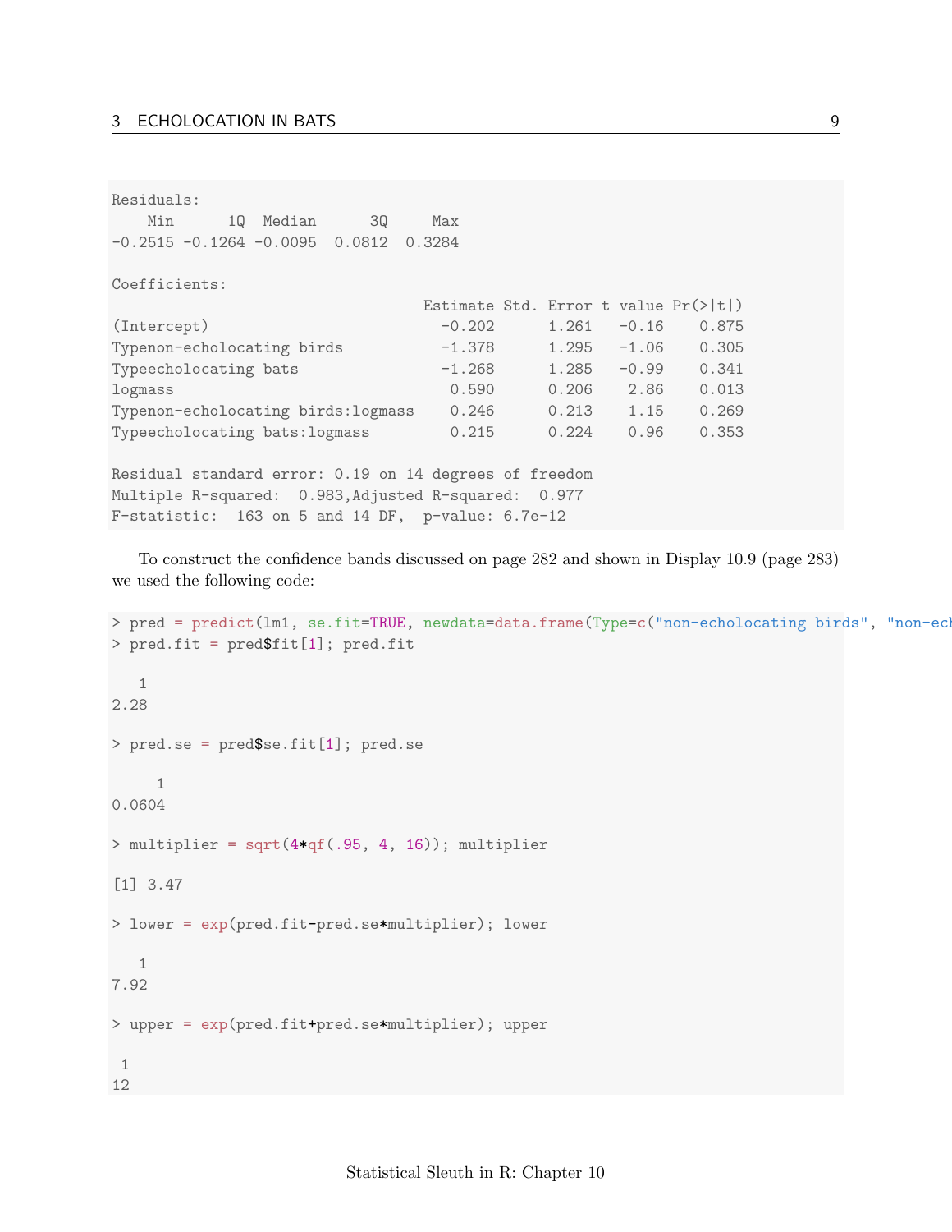```
Residuals:
    Min      1Q  Median      3Q     Max 
-0.2515 -0.1264 -0.0095  0.0812  0.3284 

Coefficients:
                                 Estimate Std. Error t value Pr(>|t|)
(Intercept)                        -0.202      1.261   -0.16    0.875
Typenon-echolocating birds         -1.378      1.295   -1.06    0.305
Typeecholocating bats              -1.268      1.285   -0.99    0.341
logmass                             0.590      0.206    2.86    0.013
Typenon-echolocating birds:logmass  0.246      0.213    1.15    0.269
Typeecholocating bats:logmass       0.215      0.224    0.96    0.353

Residual standard error: 0.19 on 14 degrees of freedom
Multiple R-squared:  0.983,Adjusted R-squared:  0.977 
F-statistic:  163 on 5 and 14 DF,  p-value: 6.7e-12
```

To construct the confidence bands discussed on page 282 and shown in Display 10.9 (page 283) we used the following code:

```
> pred = predict(lm1, se.fit=TRUE, newdata=data.frame(Type=c("non-echolocating birds", "non-ech
> pred.fit = pred$fit[1]; pred.fit

   1 
2.28 

> pred.se = pred$se.fit[1]; pred.se

     1 
0.0604 

> multiplier = sqrt(4*qf(.95, 4, 16)); multiplier

[1] 3.47

> lower = exp(pred.fit-pred.se*multiplier); lower

   1 
7.92 

> upper = exp(pred.fit+pred.se*multiplier); upper

 1 
12 
```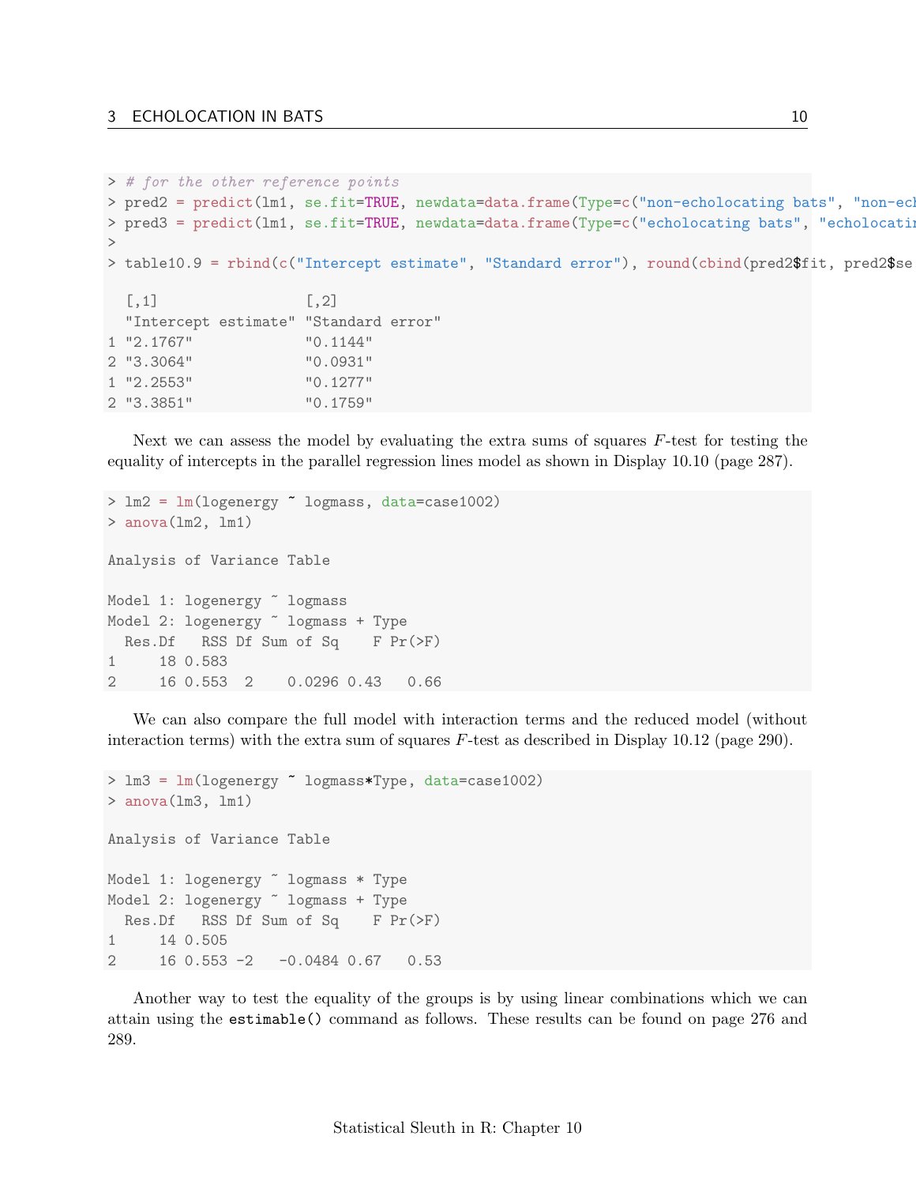```
> # for the other reference points
> pred2 = predict(lm1, se.fit=TRUE, newdata=data.frame(Type=c("non-echolocating bats", "non-ech
> pred3 = predict(lm1, se.fit=TRUE, newdata=data.frame(Type=c("echolocating bats", "echolocatin
>
> table10.9 = rbind(c("Intercept estimate", "Standard error"), round(cbind(pred2$fit, pred2$se

  [,1]                 [,2]
  "Intercept estimate" "Standard error"
1 "2.1767"             "0.1144"
2 "3.3064"             "0.0931"
1 "2.2553"             "0.1277"
2 "3.3851"             "0.1759"
```

Next we can assess the model by evaluating the extra sums of squares $F$-test for testing the equality of intercepts in the parallel regression lines model as shown in Display 10.10 (page 287).

```
> lm2 = lm(logenergy ~ logmass, data=case1002)
> anova(lm2, lm1)

Analysis of Variance Table

Model 1: logenergy ~ logmass
Model 2: logenergy ~ logmass + Type
  Res.Df   RSS Df Sum of Sq    F Pr(>F)
1     18 0.583
2     16 0.553  2    0.0296 0.43   0.66
```

We can also compare the full model with interaction terms and the reduced model (without interaction terms) with the extra sum of squares $F$-test as described in Display 10.12 (page 290).

```
> lm3 = lm(logenergy ~ logmass*Type, data=case1002)
> anova(lm3, lm1)

Analysis of Variance Table

Model 1: logenergy ~ logmass * Type
Model 2: logenergy ~ logmass + Type
  Res.Df   RSS Df Sum of Sq    F Pr(>F)
1     14 0.505
2     16 0.553 -2   -0.0484 0.67   0.53
```

Another way to test the equality of the groups is by using linear combinations which we can attain using the `estimable()` command as follows. These results can be found on page 276 and 289.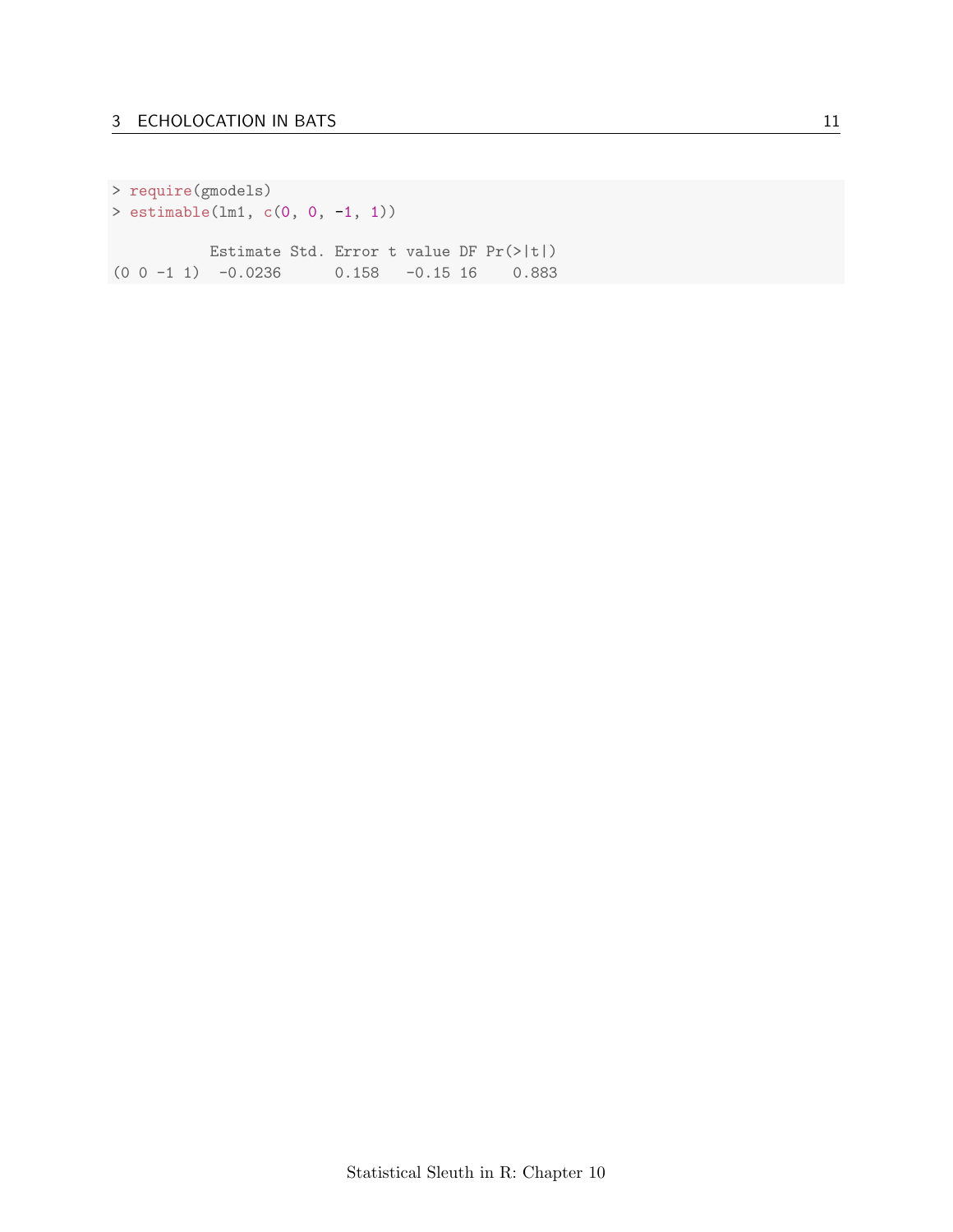```
> require(gmodels)
> estimable(lm1, c(0, 0, -1, 1))

           Estimate Std. Error t value DF Pr(>|t|)
(0 0 -1 1)  -0.0236      0.158   -0.15 16    0.883
```